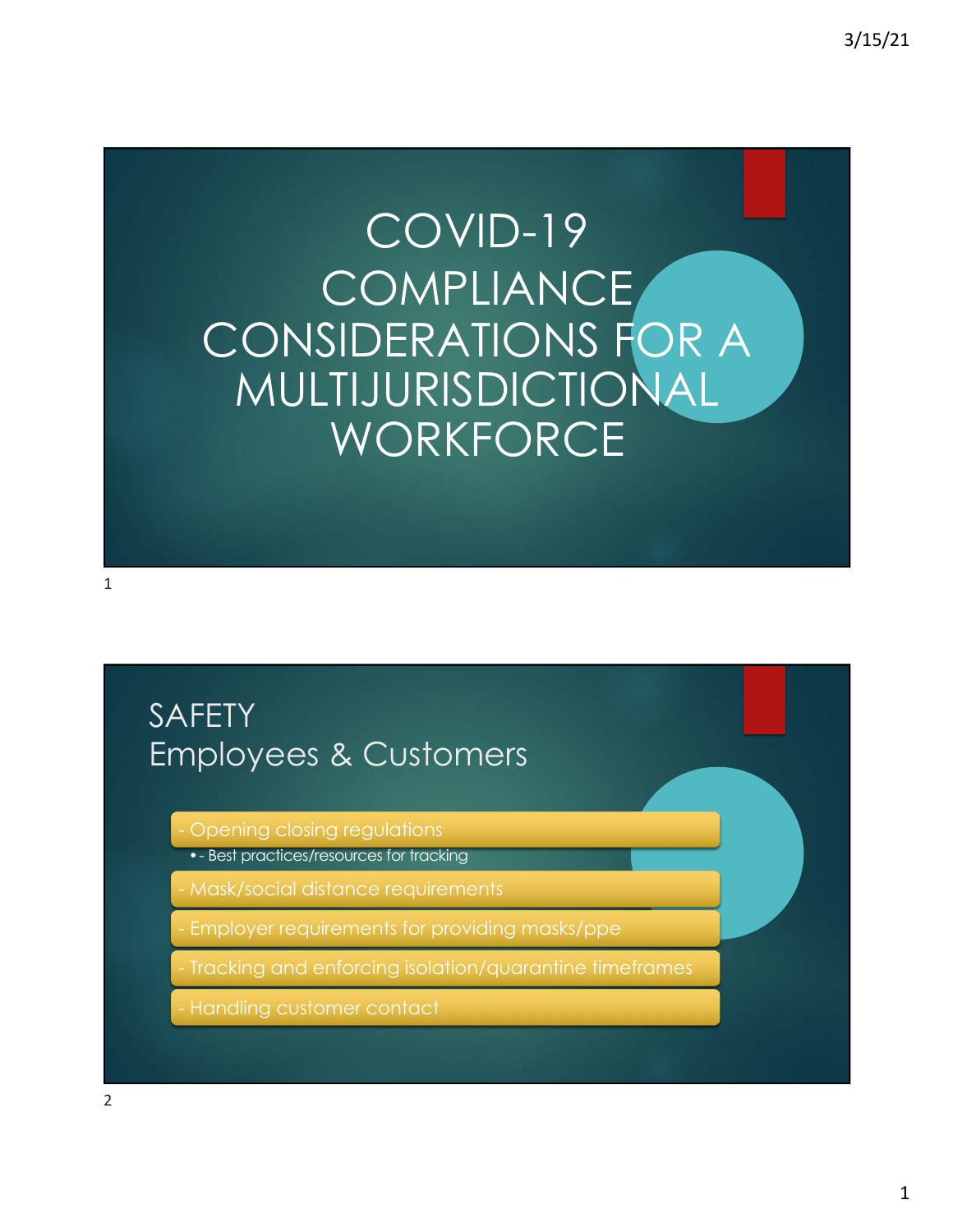# COVID-19 COMPLIANCE CONSIDERATIONS FOR A MULTIJURISDICTIONAL WORKFORCE

## SAFETY
## Employees & Customers

- - Opening closing regulations
  - - Best practices/resources for tracking
- - Mask/social distance requirements
- - Employer requirements for providing masks/ppe
- - Tracking and enforcing isolation/quarantine timeframes
- - Handling customer contact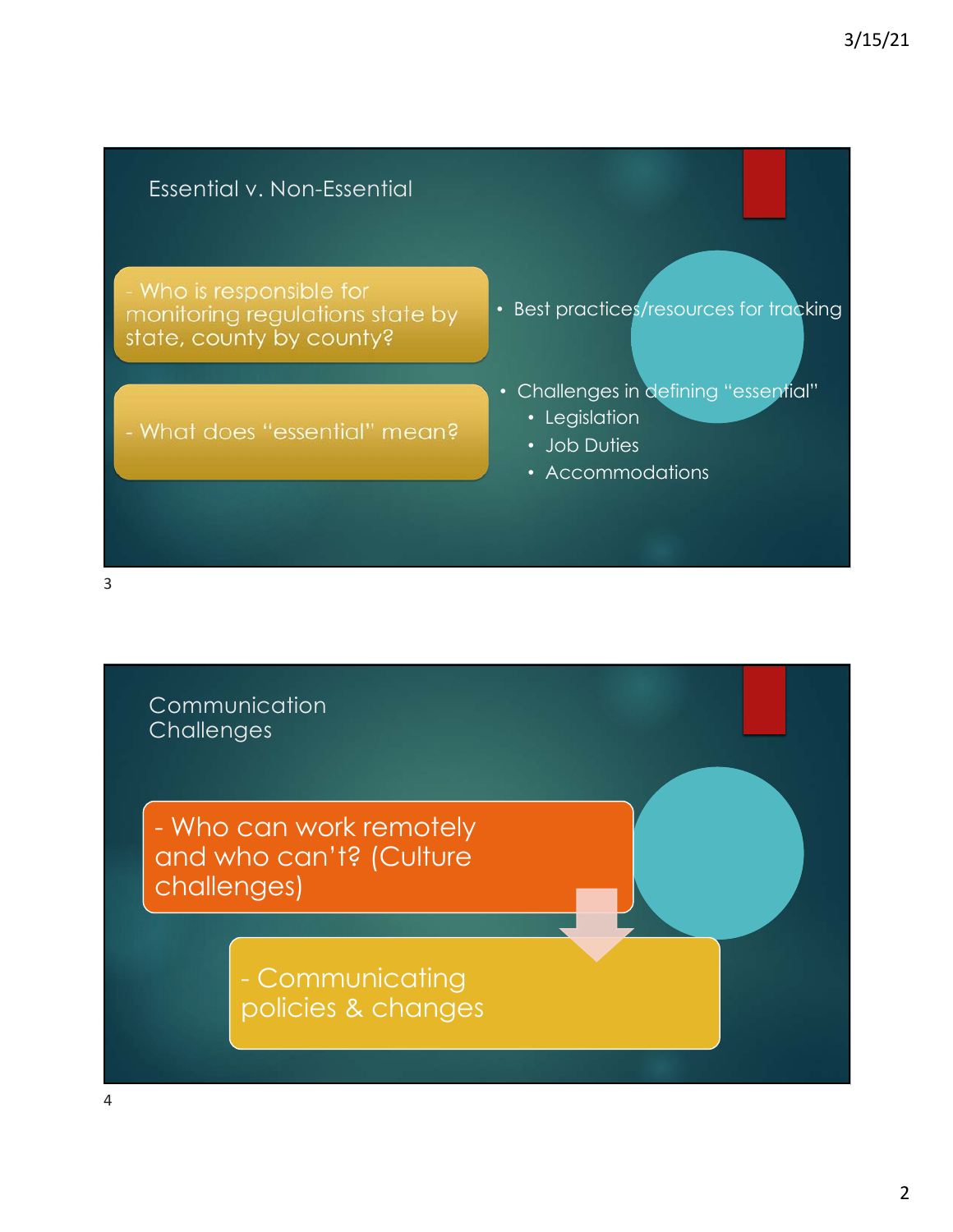## Essential v. Non-Essential

- Who is responsible for monitoring regulations state by state, county by county?

- What does "essential" mean?

- Best practices/resources for tracking
- Challenges in defining "essential"
  - Legislation
  - Job Duties
  - Accommodations

## Communication Challenges

- Who can work remotely and who can't? (Culture challenges)

- Communicating policies & changes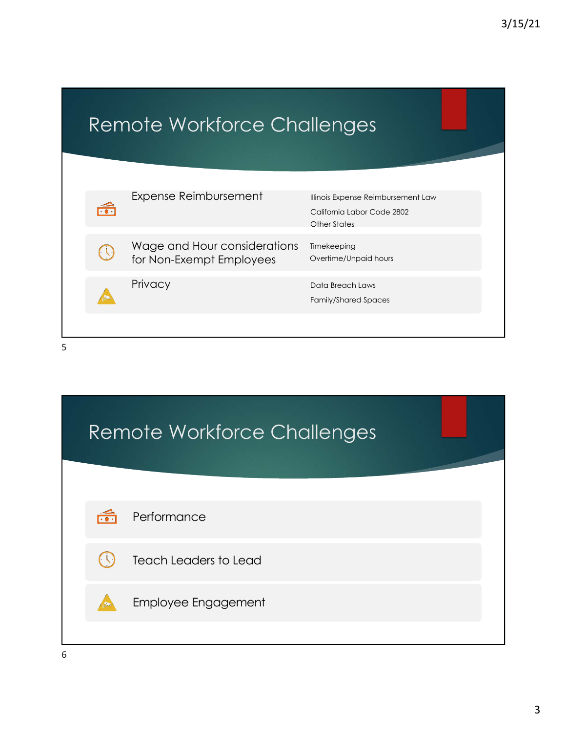## Remote Workforce Challenges

| Topic | Details |
| --- | --- |
| Expense Reimbursement | Illinois Expense Reimbursement Law<br>California Labor Code 2802<br>Other States |
| Wage and Hour considerations for Non-Exempt Employees | Timekeeping<br>Overtime/Unpaid hours |
| Privacy | Data Breach Laws<br>Family/Shared Spaces |

## Remote Workforce Challenges

- Performance
- Teach Leaders to Lead
- Employee Engagement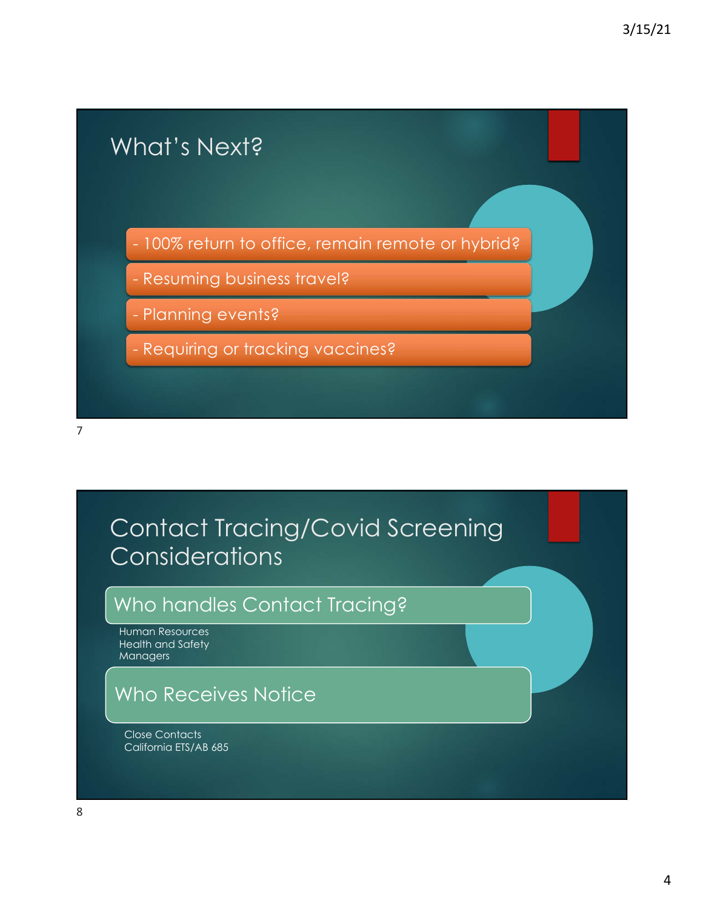## What's Next?

- 100% return to office, remain remote or hybrid?
- Resuming business travel?
- Planning events?
- Requiring or tracking vaccines?

## Contact Tracing/Covid Screening Considerations

### Who handles Contact Tracing?

Human Resources
Health and Safety
Managers

### Who Receives Notice

Close Contacts
California ETS/AB 685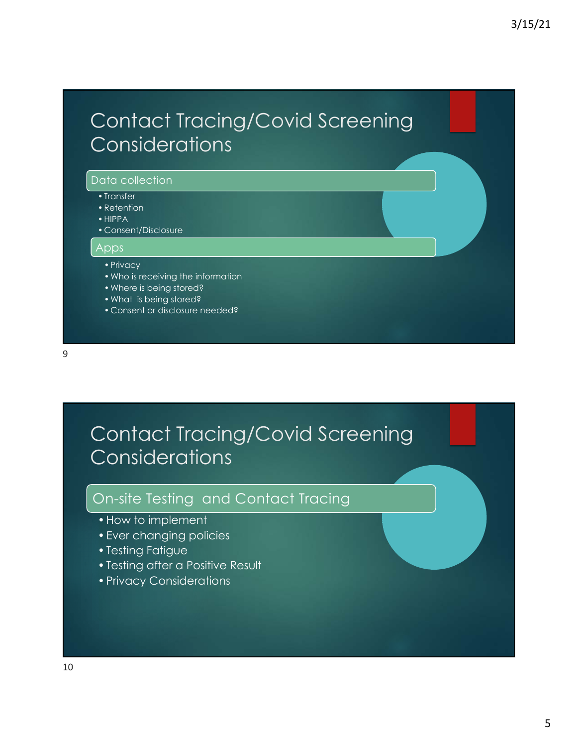## Contact Tracing/Covid Screening Considerations

### Data collection

- Transfer
- Retention
- HIPPA
- Consent/Disclosure

### Apps

- Privacy
- Who is receiving the information
- Where is being stored?
- What is being stored?
- Consent or disclosure needed?

## Contact Tracing/Covid Screening Considerations

### On-site Testing and Contact Tracing

- How to implement
- Ever changing policies
- Testing Fatigue
- Testing after a Positive Result
- Privacy Considerations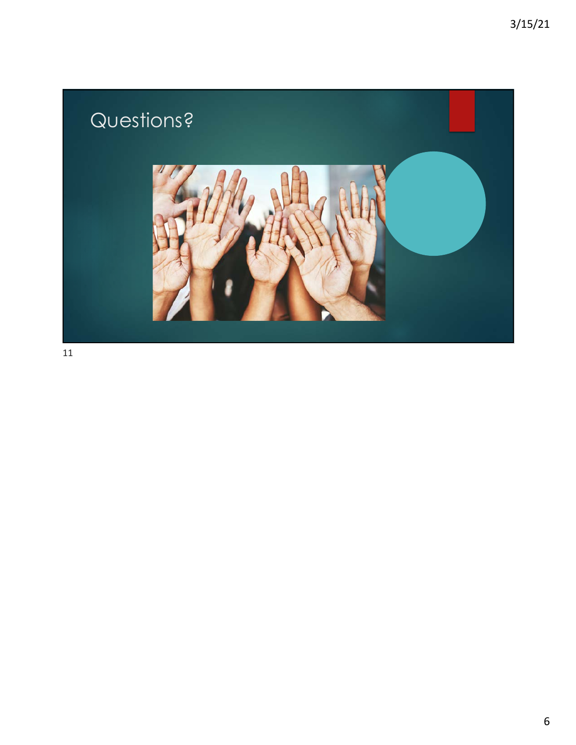# Questions?